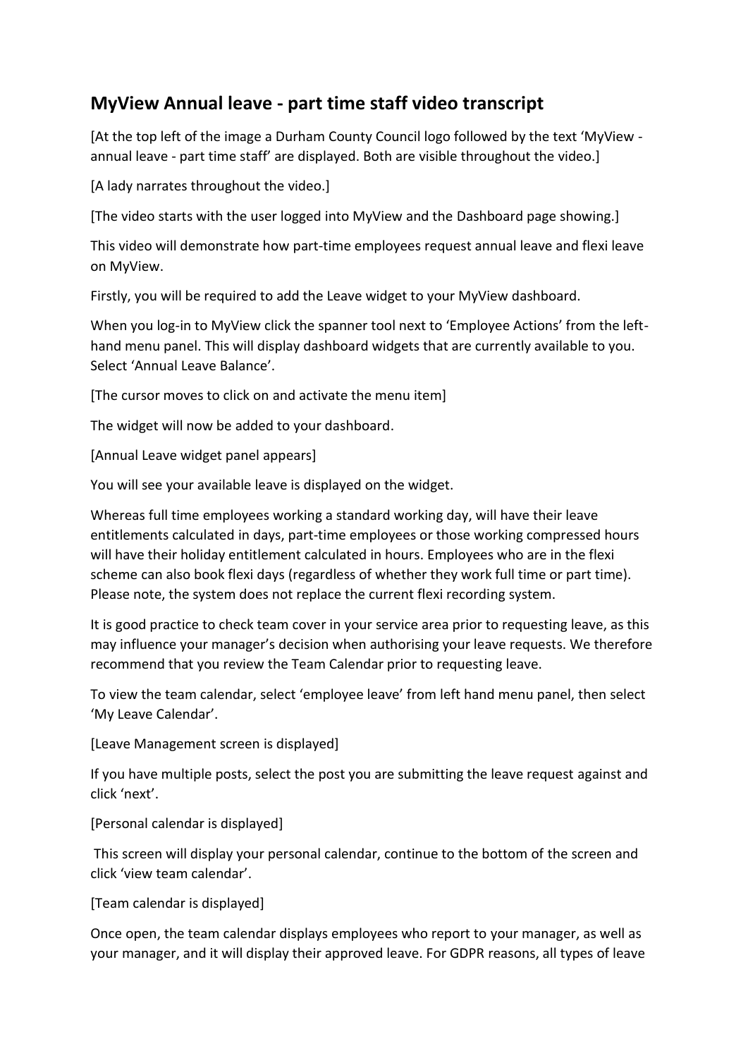## MyView Annual leave - part time staff video transcript

[At the top left of the image a Durham County Council logo followed by the text 'MyView - annual leave - part time staff' are displayed. Both are visible throughout the video.]

[A lady narrates throughout the video.]

[The video starts with the user logged into MyView and the Dashboard page showing.]

This video will demonstrate how part-time employees request annual leave and flexi leave on MyView.

Firstly, you will be required to add the Leave widget to your MyView dashboard.

When you log-in to MyView click the spanner tool next to 'Employee Actions' from the left-hand menu panel. This will display dashboard widgets that are currently available to you. Select 'Annual Leave Balance'.

[The cursor moves to click on and activate the menu item]

The widget will now be added to your dashboard.

[Annual Leave widget panel appears]

You will see your available leave is displayed on the widget.

Whereas full time employees working a standard working day, will have their leave entitlements calculated in days, part-time employees or those working compressed hours will have their holiday entitlement calculated in hours. Employees who are in the flexi scheme can also book flexi days (regardless of whether they work full time or part time). Please note, the system does not replace the current flexi recording system.

It is good practice to check team cover in your service area prior to requesting leave, as this may influence your manager's decision when authorising your leave requests. We therefore recommend that you review the Team Calendar prior to requesting leave.

To view the team calendar, select 'employee leave' from left hand menu panel, then select 'My Leave Calendar'.

[Leave Management screen is displayed]

If you have multiple posts, select the post you are submitting the leave request against and click 'next'.

[Personal calendar is displayed]

This screen will display your personal calendar, continue to the bottom of the screen and click 'view team calendar'.

[Team calendar is displayed]

Once open, the team calendar displays employees who report to your manager, as well as your manager, and it will display their approved leave. For GDPR reasons, all types of leave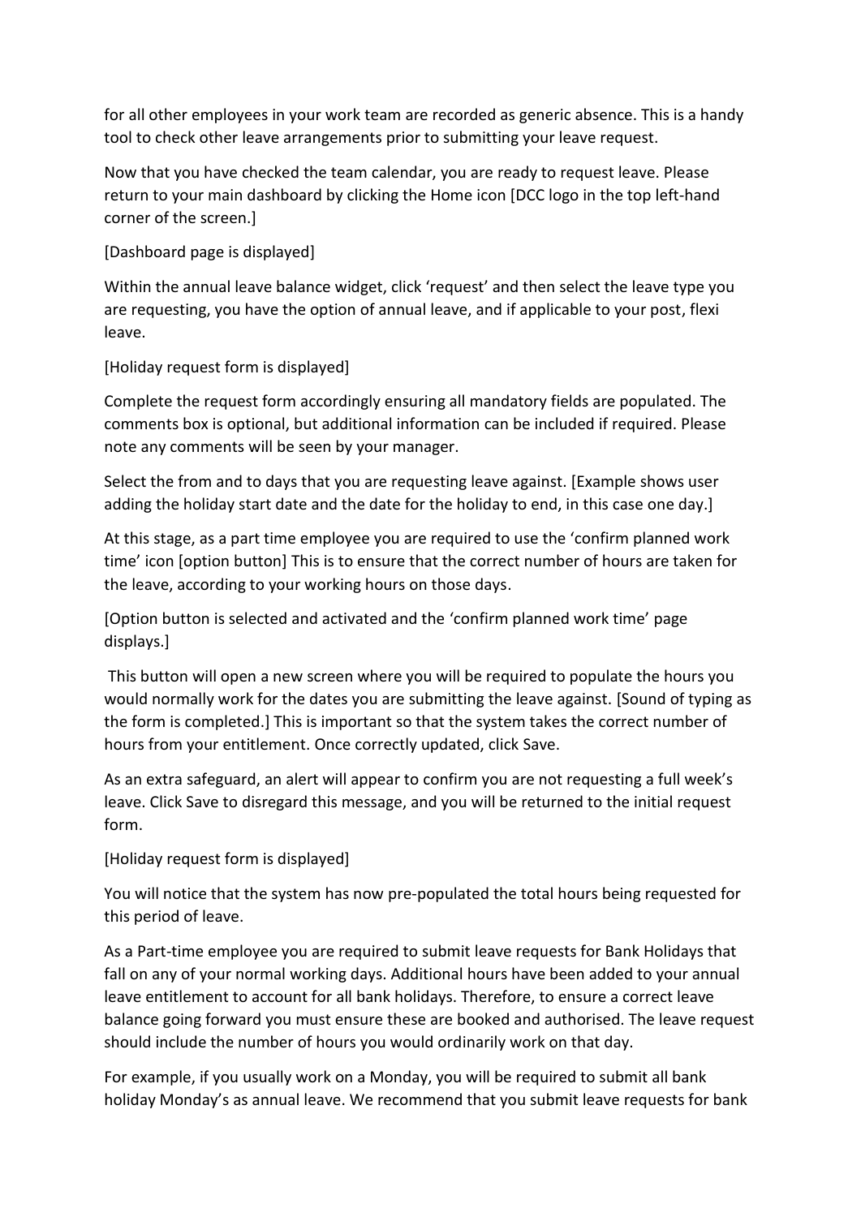for all other employees in your work team are recorded as generic absence. This is a handy tool to check other leave arrangements prior to submitting your leave request.

Now that you have checked the team calendar, you are ready to request leave. Please return to your main dashboard by clicking the Home icon [DCC logo in the top left-hand corner of the screen.]

[Dashboard page is displayed]

Within the annual leave balance widget, click 'request' and then select the leave type you are requesting, you have the option of annual leave, and if applicable to your post, flexi leave.

[Holiday request form is displayed]

Complete the request form accordingly ensuring all mandatory fields are populated. The comments box is optional, but additional information can be included if required. Please note any comments will be seen by your manager.

Select the from and to days that you are requesting leave against. [Example shows user adding the holiday start date and the date for the holiday to end, in this case one day.]

At this stage, as a part time employee you are required to use the 'confirm planned work time' icon [option button] This is to ensure that the correct number of hours are taken for the leave, according to your working hours on those days.

[Option button is selected and activated and the 'confirm planned work time' page displays.]

This button will open a new screen where you will be required to populate the hours you would normally work for the dates you are submitting the leave against. [Sound of typing as the form is completed.] This is important so that the system takes the correct number of hours from your entitlement. Once correctly updated, click Save.

As an extra safeguard, an alert will appear to confirm you are not requesting a full week's leave. Click Save to disregard this message, and you will be returned to the initial request form.

[Holiday request form is displayed]

You will notice that the system has now pre-populated the total hours being requested for this period of leave.

As a Part-time employee you are required to submit leave requests for Bank Holidays that fall on any of your normal working days. Additional hours have been added to your annual leave entitlement to account for all bank holidays. Therefore, to ensure a correct leave balance going forward you must ensure these are booked and authorised. The leave request should include the number of hours you would ordinarily work on that day.

For example, if you usually work on a Monday, you will be required to submit all bank holiday Monday's as annual leave. We recommend that you submit leave requests for bank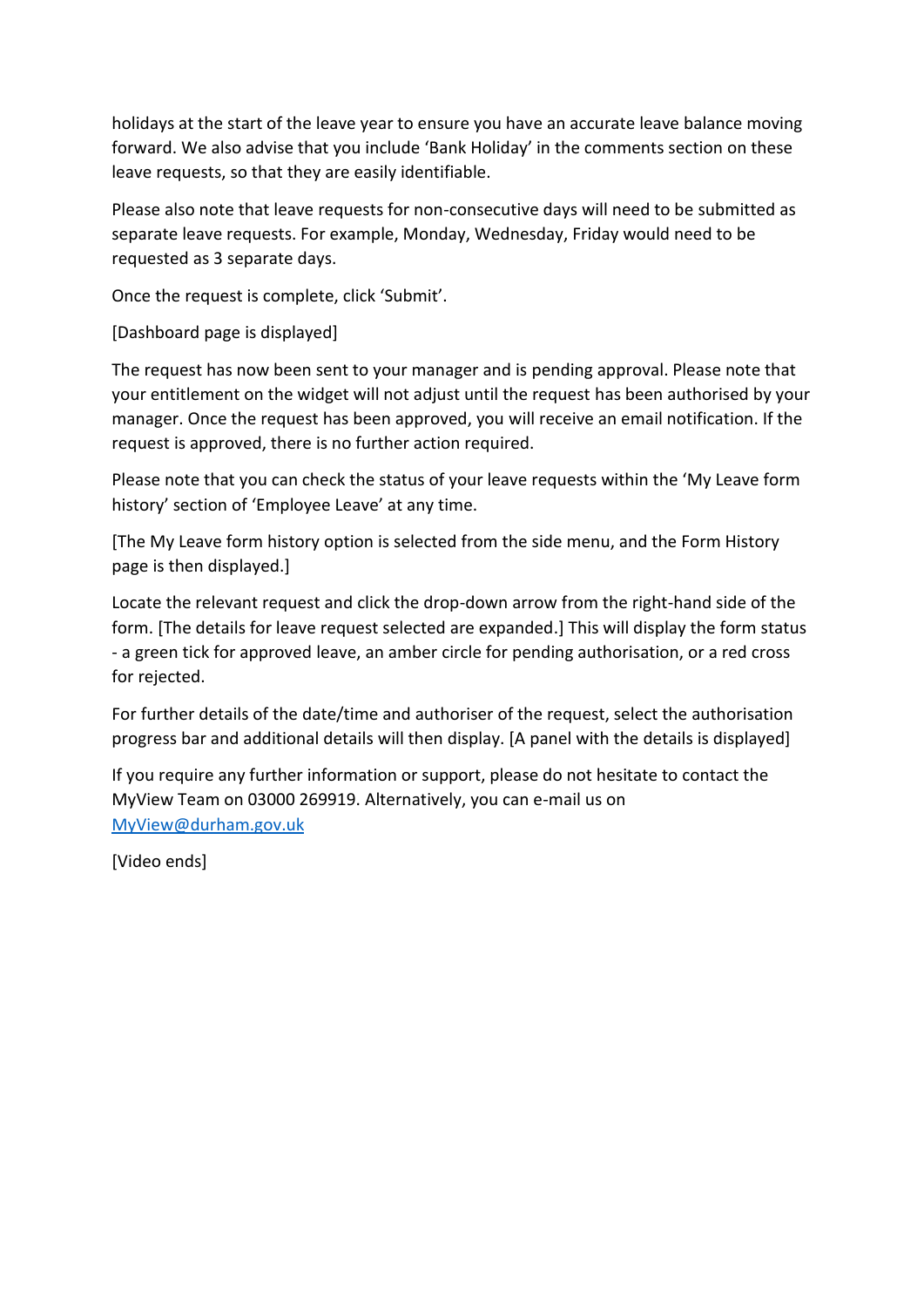holidays at the start of the leave year to ensure you have an accurate leave balance moving forward. We also advise that you include 'Bank Holiday' in the comments section on these leave requests, so that they are easily identifiable.

Please also note that leave requests for non-consecutive days will need to be submitted as separate leave requests. For example, Monday, Wednesday, Friday would need to be requested as 3 separate days.

Once the request is complete, click 'Submit'.

[Dashboard page is displayed]

The request has now been sent to your manager and is pending approval. Please note that your entitlement on the widget will not adjust until the request has been authorised by your manager. Once the request has been approved, you will receive an email notification. If the request is approved, there is no further action required.

Please note that you can check the status of your leave requests within the 'My Leave form history' section of 'Employee Leave' at any time.

[The My Leave form history option is selected from the side menu, and the Form History page is then displayed.]

Locate the relevant request and click the drop-down arrow from the right-hand side of the form. [The details for leave request selected are expanded.] This will display the form status - a green tick for approved leave, an amber circle for pending authorisation, or a red cross for rejected.

For further details of the date/time and authoriser of the request, select the authorisation progress bar and additional details will then display. [A panel with the details is displayed]

If you require any further information or support, please do not hesitate to contact the MyView Team on 03000 269919. Alternatively, you can e-mail us on [MyView@durham.gov.uk](mailto:MyView@durham.gov.uk)

[Video ends]